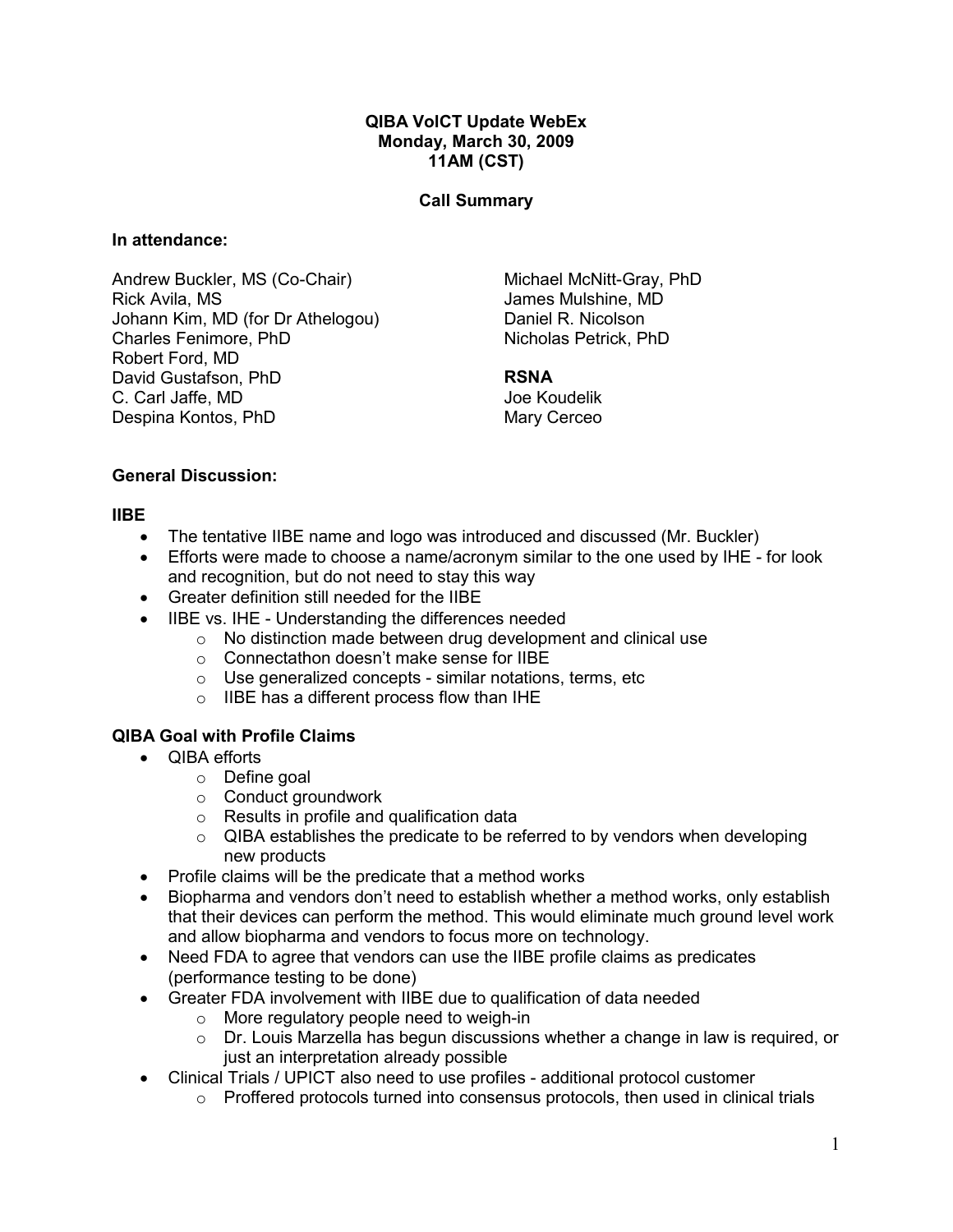**QIBA VolCT Update WebEx**
**Monday, March 30, 2009**
**11AM (CST)**

**Call Summary**

**In attendance:**

Andrew Buckler, MS (Co-Chair)
Rick Avila, MS
Johann Kim, MD (for Dr Athelogou)
Charles Fenimore, PhD
Robert Ford, MD
David Gustafson, PhD
C. Carl Jaffe, MD
Despina Kontos, PhD
Michael McNitt-Gray, PhD
James Mulshine, MD
Daniel R. Nicolson
Nicholas Petrick, PhD

**RSNA**
Joe Koudelik
Mary Cerceo

**General Discussion:**

**IIBE**

- The tentative IIBE name and logo was introduced and discussed (Mr. Buckler)
- Efforts were made to choose a name/acronym similar to the one used by IHE - for look and recognition, but do not need to stay this way
- Greater definition still needed for the IIBE
- IIBE vs. IHE - Understanding the differences needed
  - No distinction made between drug development and clinical use
  - Connectathon doesn't make sense for IIBE
  - Use generalized concepts - similar notations, terms, etc
  - IIBE has a different process flow than IHE

**QIBA Goal with Profile Claims**

- QIBA efforts
  - Define goal
  - Conduct groundwork
  - Results in profile and qualification data
  - QIBA establishes the predicate to be referred to by vendors when developing new products
- Profile claims will be the predicate that a method works
- Biopharma and vendors don't need to establish whether a method works, only establish that their devices can perform the method. This would eliminate much ground level work and allow biopharma and vendors to focus more on technology.
- Need FDA to agree that vendors can use the IIBE profile claims as predicates (performance testing to be done)
- Greater FDA involvement with IIBE due to qualification of data needed
  - More regulatory people need to weigh-in
  - Dr. Louis Marzella has begun discussions whether a change in law is required, or just an interpretation already possible
- Clinical Trials / UPICT also need to use profiles - additional protocol customer
  - Proffered protocols turned into consensus protocols, then used in clinical trials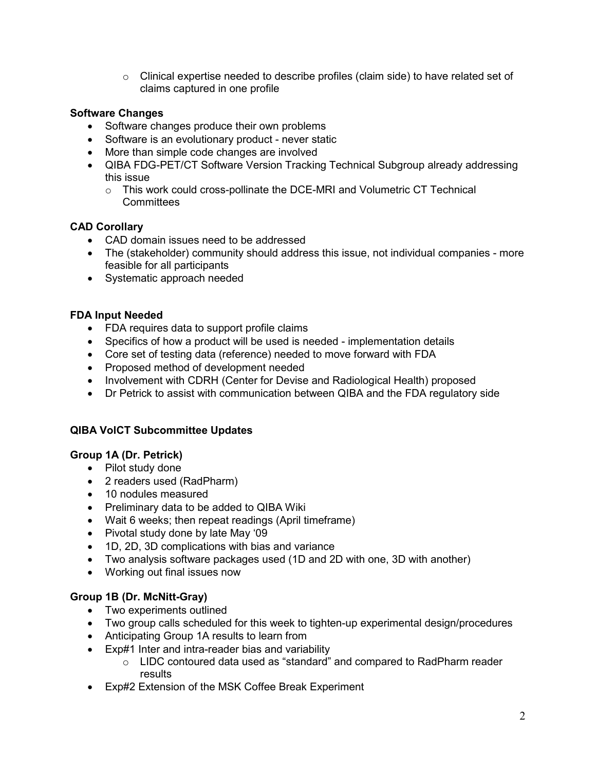- Clinical expertise needed to describe profiles (claim side) to have related set of claims captured in one profile

**Software Changes**

- Software changes produce their own problems
- Software is an evolutionary product - never static
- More than simple code changes are involved
- QIBA FDG-PET/CT Software Version Tracking Technical Subgroup already addressing this issue
  - This work could cross-pollinate the DCE-MRI and Volumetric CT Technical Committees

**CAD Corollary**

- CAD domain issues need to be addressed
- The (stakeholder) community should address this issue, not individual companies - more feasible for all participants
- Systematic approach needed

**FDA Input Needed**

- FDA requires data to support profile claims
- Specifics of how a product will be used is needed - implementation details
- Core set of testing data (reference) needed to move forward with FDA
- Proposed method of development needed
- Involvement with CDRH (Center for Devise and Radiological Health) proposed
- Dr Petrick to assist with communication between QIBA and the FDA regulatory side

**QIBA VolCT Subcommittee Updates**

**Group 1A (Dr. Petrick)**

- Pilot study done
- 2 readers used (RadPharm)
- 10 nodules measured
- Preliminary data to be added to QIBA Wiki
- Wait 6 weeks; then repeat readings (April timeframe)
- Pivotal study done by late May '09
- 1D, 2D, 3D complications with bias and variance
- Two analysis software packages used (1D and 2D with one, 3D with another)
- Working out final issues now

**Group 1B (Dr. McNitt-Gray)**

- Two experiments outlined
- Two group calls scheduled for this week to tighten-up experimental design/procedures
- Anticipating Group 1A results to learn from
- Exp#1 Inter and intra-reader bias and variability
  - LIDC contoured data used as "standard" and compared to RadPharm reader results
- Exp#2 Extension of the MSK Coffee Break Experiment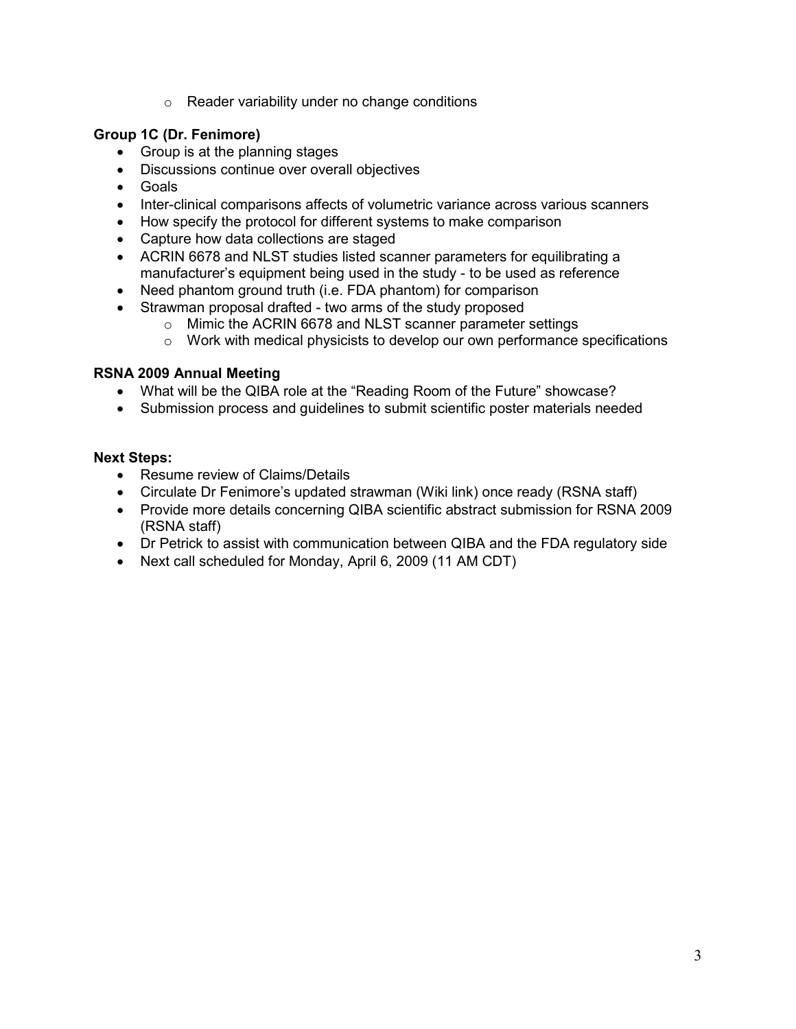- Reader variability under no change conditions

**Group 1C (Dr. Fenimore)**

- Group is at the planning stages
- Discussions continue over overall objectives
- Goals
- Inter-clinical comparisons affects of volumetric variance across various scanners
- How specify the protocol for different systems to make comparison
- Capture how data collections are staged
- ACRIN 6678 and NLST studies listed scanner parameters for equilibrating a manufacturer's equipment being used in the study - to be used as reference
- Need phantom ground truth (i.e. FDA phantom) for comparison
- Strawman proposal drafted - two arms of the study proposed
  - Mimic the ACRIN 6678 and NLST scanner parameter settings
  - Work with medical physicists to develop our own performance specifications

**RSNA 2009 Annual Meeting**

- What will be the QIBA role at the "Reading Room of the Future" showcase?
- Submission process and guidelines to submit scientific poster materials needed

**Next Steps:**

- Resume review of Claims/Details
- Circulate Dr Fenimore's updated strawman (Wiki link) once ready (RSNA staff)
- Provide more details concerning QIBA scientific abstract submission for RSNA 2009 (RSNA staff)
- Dr Petrick to assist with communication between QIBA and the FDA regulatory side
- Next call scheduled for Monday, April 6, 2009 (11 AM CDT)